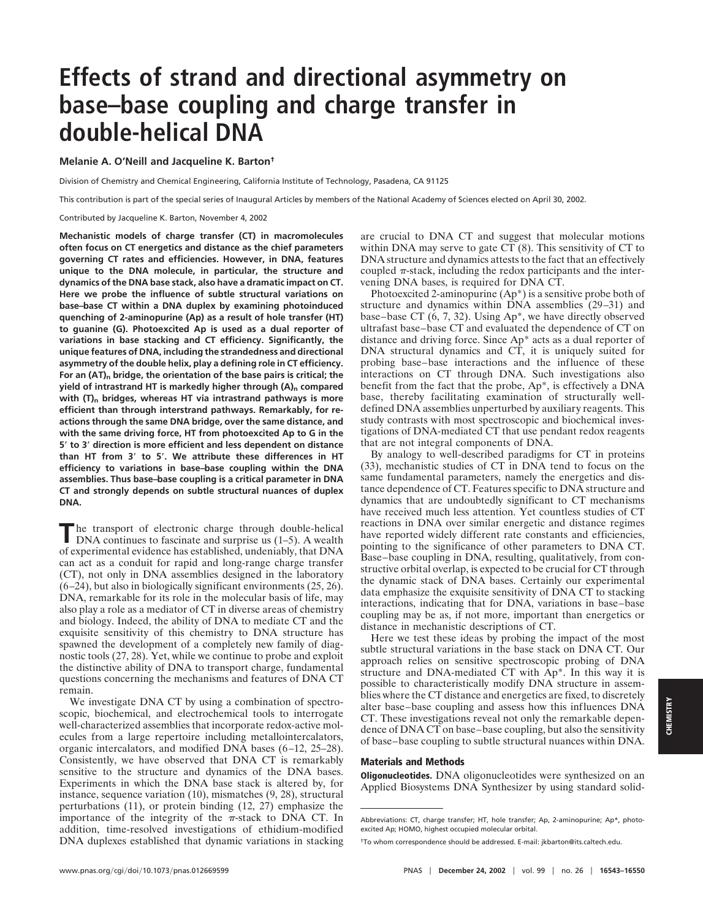# Effects of strand and directional asymmetry on base–base coupling and charge transfer in double-helical DNA

**Melanie A. O'Neill and Jacqueline K. Barton[†]**

Division of Chemistry and Chemical Engineering, California Institute of Technology, Pasadena, CA 91125

This contribution is part of the special series of Inaugural Articles by members of the National Academy of Sciences elected on April 30, 2002.

Contributed by Jacqueline K. Barton, November 4, 2002

**Mechanistic models of charge transfer (CT) in macromolecules often focus on CT energetics and distance as the chief parameters governing CT rates and efficiencies. However, in DNA, features unique to the DNA molecule, in particular, the structure and dynamics of the DNA base stack, also have a dramatic impact on CT. Here we probe the influence of subtle structural variations on base–base CT within a DNA duplex by examining photoinduced quenching of 2-aminopurine (Ap) as a result of hole transfer (HT) to guanine (G). Photoexcited Ap is used as a dual reporter of variations in base stacking and CT efficiency. Significantly, the unique features of DNA, including the strandedness and directional asymmetry of the double helix, play a defining role in CT efficiency. For an $(AT)_n$ bridge, the orientation of the base pairs is critical; the yield of intrastrand HT is markedly higher through $(A)_n$ compared with $(T)_n$ bridges, whereas HT via intrastrand pathways is more efficient than through interstrand pathways. Remarkably, for reactions through the same DNA bridge, over the same distance, and with the same driving force, HT from photoexcited Ap to G in the 5′ to 3′ direction is more efficient and less dependent on distance than HT from 3′ to 5′. We attribute these differences in HT efficiency to variations in base–base coupling within the DNA assemblies. Thus base–base coupling is a critical parameter in DNA CT and strongly depends on subtle structural nuances of duplex DNA.**

The transport of electronic charge through double-helical DNA continues to fascinate and surprise us (1–5). A wealth of experimental evidence has established, undeniably, that DNA can act as a conduit for rapid and long-range charge transfer (CT), not only in DNA assemblies designed in the laboratory (6–24), but also in biologically significant environments (25, 26). DNA, remarkable for its role in the molecular basis of life, may also play a role as a mediator of CT in diverse areas of chemistry and biology. Indeed, the ability of DNA to mediate CT and the exquisite sensitivity of this chemistry to DNA structure has spawned the development of a completely new family of diagnostic tools (27, 28). Yet, while we continue to probe and exploit the distinctive ability of DNA to transport charge, fundamental questions concerning the mechanisms and features of DNA CT remain.

We investigate DNA CT by using a combination of spectroscopic, biochemical, and electrochemical tools to interrogate well-characterized assemblies that incorporate redox-active molecules from a large repertoire including metallointercalators, organic intercalators, and modified DNA bases (6–12, 25–28). Consistently, we have observed that DNA CT is remarkably sensitive to the structure and dynamics of the DNA bases. Experiments in which the DNA base stack is altered by, for instance, sequence variation (10), mismatches (9, 28), structural perturbations (11), or protein binding (12, 27) emphasize the importance of the integrity of the π-stack to DNA CT. In addition, time-resolved investigations of ethidium-modified DNA duplexes established that dynamic variations in stacking are crucial to DNA CT and suggest that molecular motions within DNA may serve to gate CT (8). This sensitivity of CT to DNA structure and dynamics attests to the fact that an effectively coupled π-stack, including the redox participants and the intervening DNA bases, is required for DNA CT.

Photoexcited 2-aminopurine (Ap*) is a sensitive probe both of structure and dynamics within DNA assemblies (29–31) and base–base CT (6, 7, 32). Using Ap*, we have directly observed ultrafast base–base CT and evaluated the dependence of CT on distance and driving force. Since Ap* acts as a dual reporter of DNA structural dynamics and CT, it is uniquely suited for probing base–base interactions and the influence of these interactions on CT through DNA. Such investigations also benefit from the fact that the probe, Ap*, is effectively a DNA base, thereby facilitating examination of structurally well-defined DNA assemblies unperturbed by auxiliary reagents. This study contrasts with most spectroscopic and biochemical investigations of DNA-mediated CT that use pendant redox reagents that are not integral components of DNA.

By analogy to well-described paradigms for CT in proteins (33), mechanistic studies of CT in DNA tend to focus on the same fundamental parameters, namely the energetics and distance dependence of CT. Features specific to DNA structure and dynamics that are undoubtedly significant to CT mechanisms have received much less attention. Yet countless studies of CT reactions in DNA over similar energetic and distance regimes have reported widely different rate constants and efficiencies, pointing to the significance of other parameters to DNA CT. Base–base coupling in DNA, resulting, qualitatively, from constructive orbital overlap, is expected to be crucial for CT through the dynamic stack of DNA bases. Certainly our experimental data emphasize the exquisite sensitivity of DNA CT to stacking interactions, indicating that for DNA, variations in base–base coupling may be as, if not more, important than energetics or distance in mechanistic descriptions of CT.

Here we test these ideas by probing the impact of the most subtle structural variations in the base stack on DNA CT. Our approach relies on sensitive spectroscopic probing of DNA structure and DNA-mediated CT with Ap*. In this way it is possible to characteristically modify DNA structure in assemblies where the CT distance and energetics are fixed, to discretely alter base–base coupling and assess how this influences DNA CT. These investigations reveal not only the remarkable dependence of DNA CT on base–base coupling, but also the sensitivity of base–base coupling to subtle structural nuances within DNA.

## Materials and Methods

**Oligonucleotides.** DNA oligonucleotides were synthesized on an Applied Biosystems DNA Synthesizer by using standard solid-

Abbreviations: CT, charge transfer; HT, hole transfer; Ap, 2-aminopurine; Ap*, photoexcited Ap; HOMO, highest occupied molecular orbital.

[†]To whom correspondence should be addressed. E-mail: jkbarton@its.caltech.edu.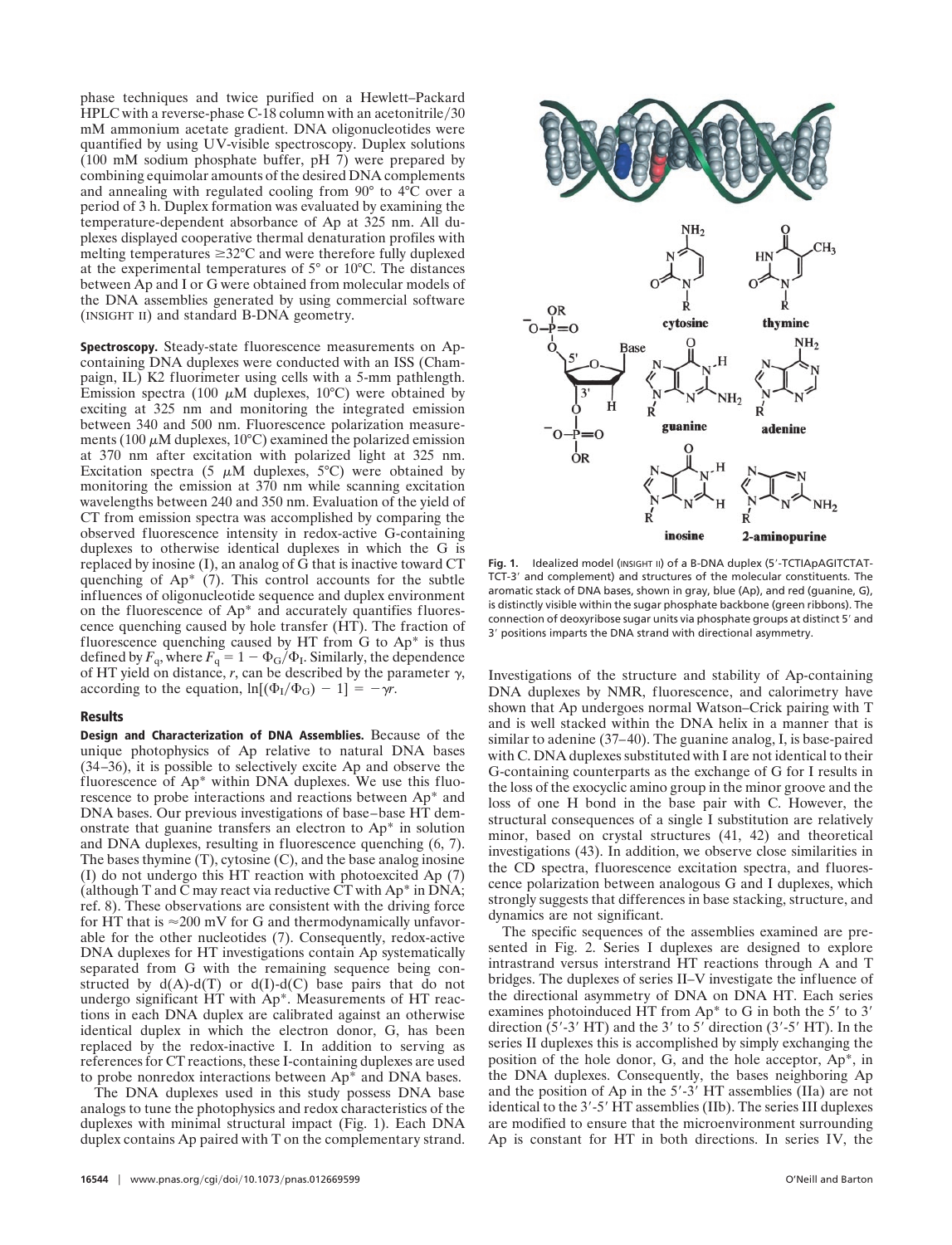phase techniques and twice purified on a Hewlett–Packard HPLC with a reverse-phase C-18 column with an acetonitrile/30 mM ammonium acetate gradient. DNA oligonucleotides were quantified by using UV-visible spectroscopy. Duplex solutions (100 mM sodium phosphate buffer, pH 7) were prepared by combining equimolar amounts of the desired DNA complements and annealing with regulated cooling from 90° to 4°C over a period of 3 h. Duplex formation was evaluated by examining the temperature-dependent absorbance of Ap at 325 nm. All duplexes displayed cooperative thermal denaturation profiles with melting temperatures ≥32°C and were therefore fully duplexed at the experimental temperatures of 5° or 10°C. The distances between Ap and I or G were obtained from molecular models of the DNA assemblies generated by using commercial software (INSIGHT II) and standard B-DNA geometry.

**Spectroscopy.** Steady-state fluorescence measurements on Ap-containing DNA duplexes were conducted with an ISS (Champaign, IL) K2 fluorimeter using cells with a 5-mm pathlength. Emission spectra (100 $\mu$M duplexes, 10°C) were obtained by exciting at 325 nm and monitoring the integrated emission between 340 and 500 nm. Fluorescence polarization measurements (100 $\mu$M duplexes, 10°C) examined the polarized emission at 370 nm after excitation with polarized light at 325 nm. Excitation spectra (5 $\mu$M duplexes, 5°C) were obtained by monitoring the emission at 370 nm while scanning excitation wavelengths between 240 and 350 nm. Evaluation of the yield of CT from emission spectra was accomplished by comparing the observed fluorescence intensity in redox-active G-containing duplexes to otherwise identical duplexes in which the G is replaced by inosine (I), an analog of G that is inactive toward CT quenching of Ap* (7). This control accounts for the subtle influences of oligonucleotide sequence and duplex environment on the fluorescence of Ap* and accurately quantifies fluorescence quenching caused by hole transfer (HT). The fraction of fluorescence quenching caused by HT from G to Ap* is thus defined by $F_q$, where $F_q = 1 - \Phi_G/\Phi_I$. Similarly, the dependence of HT yield on distance, $r$, can be described by the parameter $\gamma$, according to the equation, $\ln[(\Phi_I/\Phi_G) - 1] = -\gamma r$.

## Results

**Design and Characterization of DNA Assemblies.** Because of the unique photophysics of Ap relative to natural DNA bases (34–36), it is possible to selectively excite Ap and observe the fluorescence of Ap* within DNA duplexes. We use this fluorescence to probe interactions and reactions between Ap* and DNA bases. Our previous investigations of base–base HT demonstrate that guanine transfers an electron to Ap* in solution and DNA duplexes, resulting in fluorescence quenching (6, 7). The bases thymine (T), cytosine (C), and the base analog inosine (I) do not undergo this HT reaction with photoexcited Ap (7) (although T and C may react via reductive CT with Ap* in DNA; ref. 8). These observations are consistent with the driving force for HT that is ≈200 mV for G and thermodynamically unfavorable for the other nucleotides (7). Consequently, redox-active DNA duplexes for HT investigations contain Ap systematically separated from G with the remaining sequence being constructed by d(A)-d(T) or d(I)-d(C) base pairs that do not undergo significant HT with Ap*. Measurements of HT reactions in each DNA duplex are calibrated against an otherwise identical duplex in which the electron donor, G, has been replaced by the redox-inactive I. In addition to serving as references for CT reactions, these I-containing duplexes are used to probe nonredox interactions between Ap* and DNA bases.

The DNA duplexes used in this study possess DNA base analogs to tune the photophysics and redox characteristics of the duplexes with minimal structural impact (Fig. 1). Each DNA duplex contains Ap paired with T on the complementary strand.

**Fig. 1.** Idealized model (INSIGHT II) of a B-DNA duplex (5′-TCTIApAGITCTATTCT-3′ and complement) and structures of the molecular constituents. The aromatic stack of DNA bases, shown in gray, blue (Ap), and red (guanine, G), is distinctly visible within the sugar phosphate backbone (green ribbons). The connection of deoxyribose sugar units via phosphate groups at distinct 5′ and 3′ positions imparts the DNA strand with directional asymmetry.

Investigations of the structure and stability of Ap-containing DNA duplexes by NMR, fluorescence, and calorimetry have shown that Ap undergoes normal Watson–Crick pairing with T and is well stacked within the DNA helix in a manner that is similar to adenine (37–40). The guanine analog, I, is base-paired with C. DNA duplexes substituted with I are not identical to their G-containing counterparts as the exchange of G for I results in the loss of the exocyclic amino group in the minor groove and the loss of one H bond in the base pair with C. However, the structural consequences of a single I substitution are relatively minor, based on crystal structures (41, 42) and theoretical investigations (43). In addition, we observe close similarities in the CD spectra, fluorescence excitation spectra, and fluorescence polarization between analogous G and I duplexes, which strongly suggests that differences in base stacking, structure, and dynamics are not significant.

The specific sequences of the assemblies examined are presented in Fig. 2. Series I duplexes are designed to explore intrastrand versus interstrand HT reactions through A and T bridges. The duplexes of series II–V investigate the influence of the directional asymmetry of DNA on DNA HT. Each series examines photoinduced HT from Ap* to G in both the 5′ to 3′ direction (5′-3′ HT) and the 3′ to 5′ direction (3′-5′ HT). In the series II duplexes this is accomplished by simply exchanging the position of the hole donor, G, and the hole acceptor, Ap*, in the DNA duplexes. Consequently, the bases neighboring Ap and the position of Ap in the 5′-3′ HT assemblies (IIa) are not identical to the 3′-5′ HT assemblies (IIb). The series III duplexes are modified to ensure that the microenvironment surrounding Ap is constant for HT in both directions. In series IV, the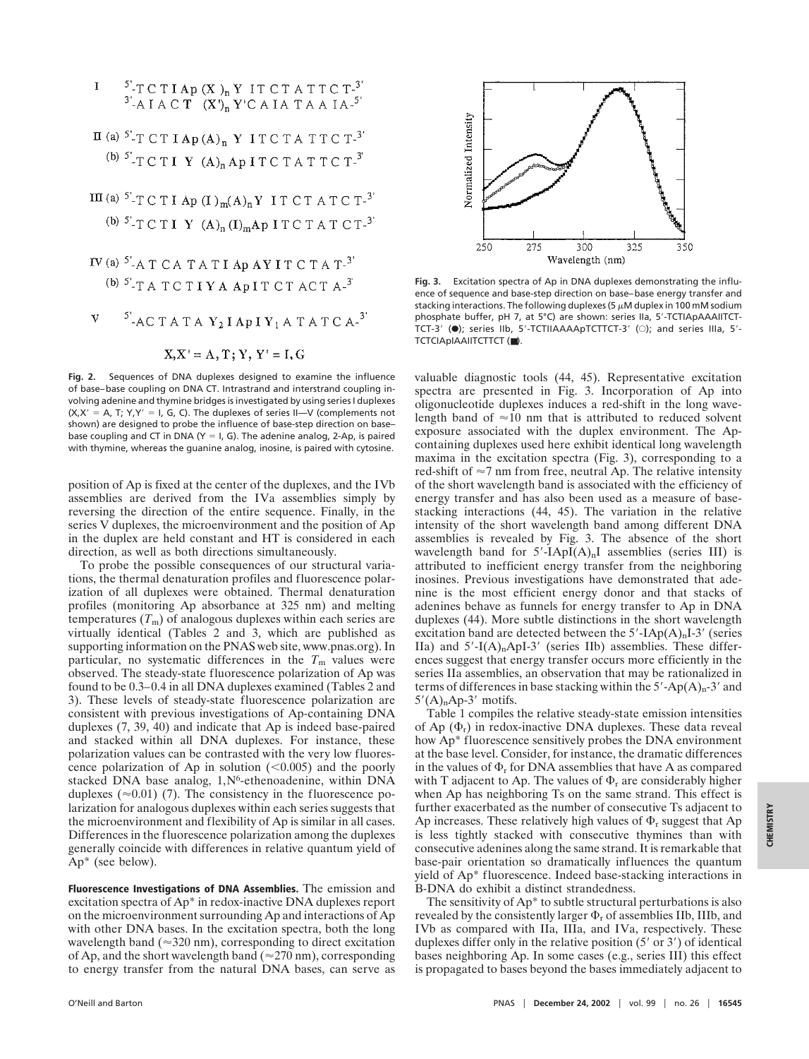I $5'$-T C T I Ap $(X)_n$ Y I T C T A T T C T-$3'$
$3'$-A I A C T $(X')_n$ Y'C A I A T A A I A-$5'$

II (a) $5'$-T C T I Ap $(A)_n$ Y I T C T A T T C T-$3'$
(b) $5'$-T C T I Y $(A)_n$ Ap I T C T A T T C T-$3'$

III (a) $5'$-T C T I Ap $(I)_m(A)_n$ Y I T C T A T C T-$3'$
(b) $5'$-T C T I Y $(A)_n(I)_m$Ap I T C T A T C T-$3'$

IV (a) $5'$-A T C A T A T I Ap A Y I T C T A T-$3'$
(b) $5'$-T A T C T I Y A Ap I T C T A C T A-$3'$

V $5'$-A C T A T A $Y_2$ I Ap I $Y_1$ A T A T C A-$3'$

X,X' = A, T; Y, Y' = I, G

**Fig. 2.** Sequences of DNA duplexes designed to examine the influence of base–base coupling on DNA CT. Intrastrand and interstrand coupling involving adenine and thymine bridges is investigated by using series I duplexes (X,X′ = A, T; Y,Y′ = I, G, C). The duplexes of series II—V (complements not shown) are designed to probe the influence of base-step direction on base–base coupling and CT in DNA (Y = I, G). The adenine analog, 2-Ap, is paired with thymine, whereas the guanine analog, inosine, is paired with cytosine.

position of Ap is fixed at the center of the duplexes, and the IVb assemblies are derived from the IVa assemblies simply by reversing the direction of the entire sequence. Finally, in the series V duplexes, the microenvironment and the position of Ap in the duplex are held constant and HT is considered in each direction, as well as both directions simultaneously.

To probe the possible consequences of our structural variations, the thermal denaturation profiles and fluorescence polarization of all duplexes were obtained. Thermal denaturation profiles (monitoring Ap absorbance at 325 nm) and melting temperatures ($T_m$) of analogous duplexes within each series are virtually identical (Tables 2 and 3, which are published as supporting information on the PNAS web site, www.pnas.org). In particular, no systematic differences in the $T_m$ values were observed. The steady-state fluorescence polarization of Ap was found to be 0.3–0.4 in all DNA duplexes examined (Tables 2 and 3). These levels of steady-state fluorescence polarization are consistent with previous investigations of Ap-containing DNA duplexes (7, 39, 40) and indicate that Ap is indeed base-paired and stacked within all DNA duplexes. For instance, these polarization values can be contrasted with the very low fluorescence polarization of Ap in solution (<0.005) and the poorly stacked DNA base analog, 1,$N^6$-ethenoadenine, within DNA duplexes (≈0.01) (7). The consistency in the fluorescence polarization for analogous duplexes within each series suggests that the microenvironment and flexibility of Ap is similar in all cases. Differences in the fluorescence polarization among the duplexes generally coincide with differences in relative quantum yield of Ap* (see below).

**Fluorescence Investigations of DNA Assemblies.** The emission and excitation spectra of Ap* in redox-inactive DNA duplexes report on the microenvironment surrounding Ap and interactions of Ap with other DNA bases. In the excitation spectra, both the long wavelength band (≈320 nm), corresponding to direct excitation of Ap, and the short wavelength band (≈270 nm), corresponding to energy transfer from the natural DNA bases, can serve as valuable diagnostic tools (44, 45). Representative excitation spectra are presented in Fig. 3. Incorporation of Ap into oligonucleotide duplexes induces a red-shift in the long wavelength band of ≈10 nm that is attributed to reduced solvent exposure associated with the duplex environment. The Ap-containing duplexes used here exhibit identical long wavelength maxima in the excitation spectra (Fig. 3), corresponding to a red-shift of ≈7 nm from free, neutral Ap. The relative intensity of the short wavelength band is associated with the efficiency of energy transfer and has also been used as a measure of base-stacking interactions (44, 45). The variation in the relative intensity of the short wavelength band among different DNA assemblies is revealed by Fig. 3. The absence of the short wavelength band for $5'$-IApI$(A)_n$I assemblies (series III) is attributed to inefficient energy transfer from the neighboring inosines. Previous investigations have demonstrated that adenine is the most efficient energy donor and that stacks of adenines behave as funnels for energy transfer to Ap in DNA duplexes (44). More subtle distinctions in the short wavelength excitation band are detected between the $5'$-IAp$(A)_n$I-$3'$ (series IIa) and $5'$-I$(A)_n$ApI-$3'$ (series IIb) assemblies. These differences suggest that energy transfer occurs more efficiently in the series IIa assemblies, an observation that may be rationalized in terms of differences in base stacking within the $5'$-Ap$(A)_n$-$3'$ and $5'(A)_n$Ap-$3'$ motifs.

Fig. 3. Excitation spectra of Ap in DNA duplexes demonstrating the influence of sequence and base-step direction on base–base energy transfer and stacking interactions. The following duplexes (5 μM duplex in 100 mM sodium phosphate buffer, pH 7, at 5°C) are shown: series IIa, 5′-TCTIApAAAIITCT-TCT-3′ (●); series IIb, 5′-TCTIIAAAApTCTTCT-3′ (○); and series IIIa, 5′-TCTCIApIAAIITCTTCT (■).

Table 1 compiles the relative steady-state emission intensities of Ap ($\Phi_r$) in redox-inactive DNA duplexes. These data reveal how Ap* fluorescence sensitively probes the DNA environment at the base level. Consider, for instance, the dramatic differences in the values of $\Phi_r$ for DNA assemblies that have A as compared with T adjacent to Ap. The values of $\Phi_r$ are considerably higher when Ap has neighboring Ts on the same strand. This effect is further exacerbated as the number of consecutive Ts adjacent to Ap increases. These relatively high values of $\Phi_r$ suggest that Ap is less tightly stacked with consecutive thymines than with consecutive adenines along the same strand. It is remarkable that base-pair orientation so dramatically influences the quantum yield of Ap* fluorescence. Indeed base-stacking interactions in B-DNA do exhibit a distinct strandedness.

The sensitivity of Ap* to subtle structural perturbations is also revealed by the consistently larger $\Phi_r$ of assemblies IIb, IIIb, and IVb as compared with IIa, IIIa, and IVa, respectively. These duplexes differ only in the relative position (5′ or 3′) of identical bases neighboring Ap. In some cases (e.g., series III) this effect is propagated to bases beyond the bases immediately adjacent to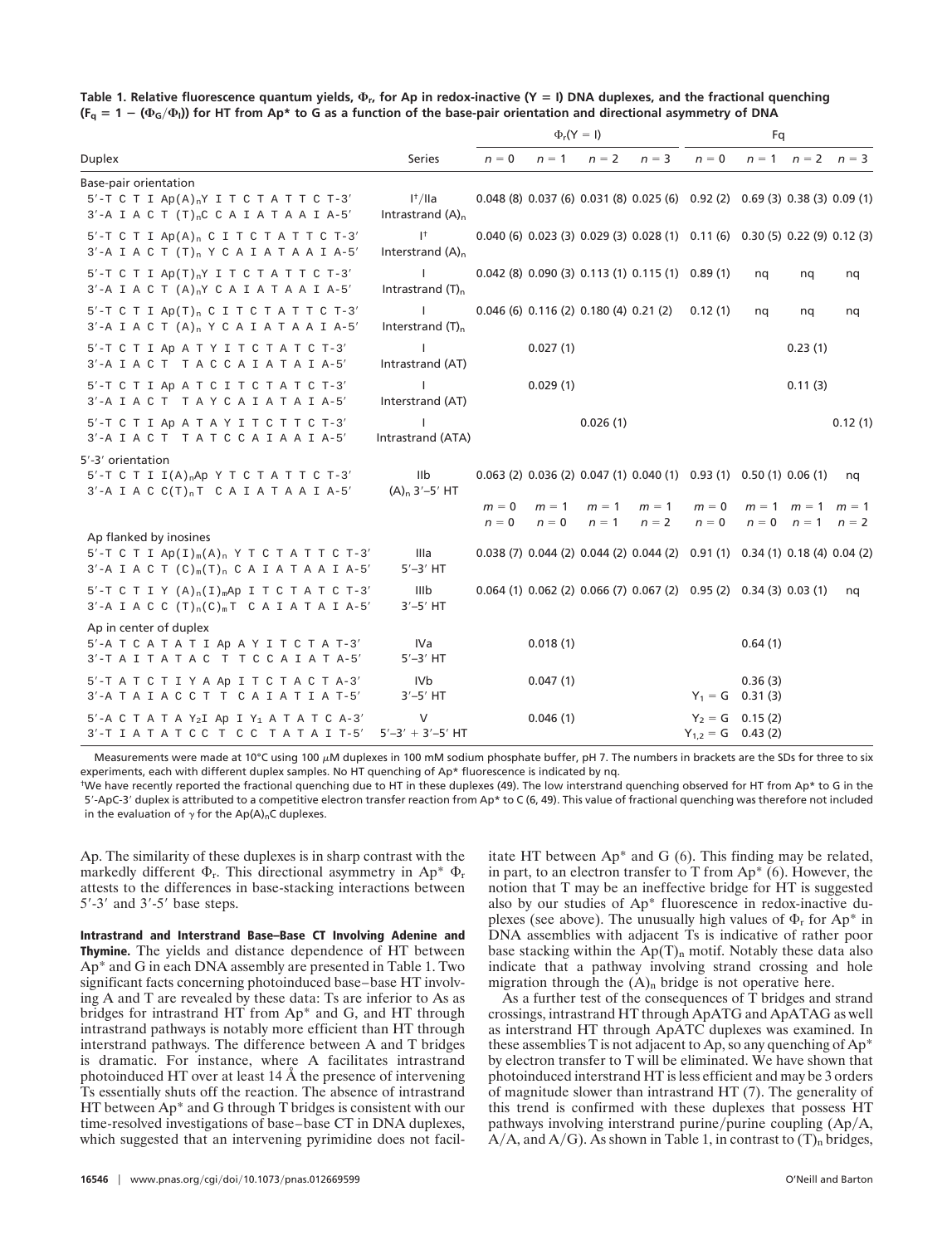**Table 1. Relative fluorescence quantum yields, $\Phi_r$, for Ap in redox-inactive (Y = I) DNA duplexes, and the fractional quenching ($F_q = 1 - (\Phi_G/\Phi_I)$) for HT from Ap* to G as a function of the base-pair orientation and directional asymmetry of DNA**

| Duplex | Series | $\Phi_r$(Y = I) $n = 0$ | $n = 1$ | $n = 2$ | $n = 3$ | Fq $n = 0$ | $n = 1$ | $n = 2$ | $n = 3$ |
|---|---|---|---|---|---|---|---|---|---|
| **Base-pair orientation** | | | | | | | | | |
| 5′-T C T I Ap(A)$_n$Y I T C T A T T C T-3′<br>3′-A I A C T (T)$_n$C C A I A T A A I A-5′ | I[†]/IIa<br>Intrastrand (A)$_n$ | 0.048 (8) | 0.037 (6) | 0.031 (8) | 0.025 (6) | 0.92 (2) | 0.69 (3) | 0.38 (3) | 0.09 (1) |
| 5′-T C T I Ap(A)$_n$ C I T C T A T T C T-3′<br>3′-A I A C T (T)$_n$ Y C A I A T A A I A-5′ | I[†]<br>Interstrand (A)$_n$ | 0.040 (6) | 0.023 (3) | 0.029 (3) | 0.028 (1) | 0.11 (6) | 0.30 (5) | 0.22 (9) | 0.12 (3) |
| 5′-T C T I Ap(T)$_n$Y I T C T A T T C T-3′<br>3′-A I A C T (A)$_n$Y C A I A T A A I A-5′ | I<br>Intrastrand (T)$_n$ | 0.042 (8) | 0.090 (3) | 0.113 (1) | 0.115 (1) | 0.89 (1) | nq | nq | nq |
| 5′-T C T I Ap(T)$_n$ C I T C T A T T C T-3′<br>3′-A I A C T (A)$_n$ Y C A I A T A A I A-5′ | I<br>Interstrand (T)$_n$ | 0.046 (6) | 0.116 (2) | 0.180 (4) | 0.21 (2) | 0.12 (1) | nq | nq | nq |
| 5′-T C T I Ap A T Y I T C T A T C T-3′<br>3′-A I A C T T A C C A I A T A I A-5′ | I<br>Intrastrand (AT) | | 0.027 (1) | | | | | 0.23 (1) | |
| 5′-T C T I Ap A T C I T C T A T C T-3′<br>3′-A I A C T T A Y C A I A T A I A-5′ | I<br>Interstrand (AT) | | 0.029 (1) | | | | | 0.11 (3) | |
| 5′-T C T I Ap A T A Y I T C T T C T-3′<br>3′-A I A C T T A T C C A I A A I A-5′ | I<br>Intrastrand (ATA) | | | 0.026 (1) | | | | | 0.12 (1) |
| **5′-3′ orientation** | | | | | | | | | |
| 5′-T C T I I(A)$_n$Ap Y T C T A T T C T-3′<br>3′-A I A C C(T)$_n$T C A I A T A A I A-5′ | IIb<br>(A)$_n$ 3′–5′ HT | 0.063 (2) | 0.036 (2) | 0.047 (1) | 0.040 (1) | 0.93 (1) | 0.50 (1) | 0.06 (1) | nq |
| | | $m = 0$, $n = 0$ | $m = 1$, $n = 0$ | $m = 1$, $n = 1$ | $m = 1$, $n = 2$ | $m = 0$, $n = 0$ | $m = 1$, $n = 0$ | $m = 1$, $n = 1$ | $m = 1$, $n = 2$ |
| **Ap flanked by inosines** | | | | | | | | | |
| 5′-T C T I Ap(I)$_m$(A)$_n$ Y T C T A T T C T-3′<br>3′-A I A C T (C)$_m$(T)$_n$ C A I A T A A I A-5′ | IIIa<br>5′–3′ HT | 0.038 (7) | 0.044 (2) | 0.044 (2) | 0.044 (2) | 0.91 (1) | 0.34 (1) | 0.18 (4) | 0.04 (2) |
| 5′-T C T I Y (A)$_n$(I)$_m$Ap I T C T A T C T-3′<br>3′-A I A C C (T)$_n$(C)$_m$T C A I A T A I A-5′ | IIIb<br>3′–5′ HT | 0.064 (1) | 0.062 (2) | 0.066 (7) | 0.067 (2) | 0.95 (2) | 0.34 (3) | 0.03 (1) | nq |
| **Ap in center of duplex** | | | | | | | | | |
| 5′-A T C A T A T I Ap A Y I T C T A T-3′<br>3′-T A I T A T A C T T C C A I A T A-5′ | IVa<br>5′–3′ HT | | 0.018 (1) | | | | 0.64 (1) | | |
| 5′-T A T C T I Y A Ap I T C T A C T A-3′<br>3′-A T A I A C C T T C A I A T I A T-5′ | IVb<br>3′–5′ HT | | 0.047 (1) | | | | 0.36 (3) | | |
| | | | | | | $Y_1$ = G | 0.31 (3) | | |
| 5′-A C T A T A $Y_2$I Ap I $Y_1$ A T A T C A-3′<br>3′-T I A T A T C C T C C T A T A I T-5′ | V<br>5′–3′ + 3′–5′ HT | | 0.046 (1) | | | $Y_2$ = G | 0.15 (2) | | |
| | | | | | | $Y_{1,2}$ = G | 0.43 (2) | | |

Measurements were made at 10°C using 100 μM duplexes in 100 mM sodium phosphate buffer, pH 7. The numbers in brackets are the SDs for three to six experiments, each with different duplex samples. No HT quenching of Ap* fluorescence is indicated by nq.

[†]We have recently reported the fractional quenching due to HT in these duplexes (49). The low interstrand quenching observed for HT from Ap* to G in the 5′-ApC-3′ duplex is attributed to a competitive electron transfer reaction from Ap* to C (6, 49). This value of fractional quenching was therefore not included in the evaluation of γ for the Ap(A)$_n$C duplexes.

Ap. The similarity of these duplexes is in sharp contrast with the markedly different $\Phi_r$. This directional asymmetry in Ap* $\Phi_r$ attests to the differences in base-stacking interactions between 5′-3′ and 3′-5′ base steps.

**Intrastrand and Interstrand Base–Base CT Involving Adenine and Thymine.** The yields and distance dependence of HT between Ap* and G in each DNA assembly are presented in Table 1. Two significant facts concerning photoinduced base–base HT involving A and T are revealed by these data: Ts are inferior to As as bridges for intrastrand HT from Ap* and G, and HT through intrastrand pathways is notably more efficient than HT through interstrand pathways. The difference between A and T bridges is dramatic. For instance, where A facilitates intrastrand photoinduced HT over at least 14 Å the presence of intervening Ts essentially shuts off the reaction. The absence of intrastrand HT between Ap* and G through T bridges is consistent with our time-resolved investigations of base–base CT in DNA duplexes, which suggested that an intervening pyrimidine does not facilitate HT between Ap* and G (6). This finding may be related, in part, to an electron transfer to T from Ap* (6). However, the notion that T may be an ineffective bridge for HT is suggested also by our studies of Ap* fluorescence in redox-inactive duplexes (see above). The unusually high values of $\Phi_r$ for Ap* in DNA assemblies with adjacent Ts is indicative of rather poor base stacking within the Ap(T)$_n$ motif. Notably these data also indicate that a pathway involving strand crossing and hole migration through the (A)$_n$ bridge is not operative here.

As a further test of the consequences of T bridges and strand crossings, intrastrand HT through ApATG and ApATAG as well as interstrand HT through ApATC duplexes was examined. In these assemblies T is not adjacent to Ap, so any quenching of Ap* by electron transfer to T will be eliminated. We have shown that photoinduced interstrand HT is less efficient and may be 3 orders of magnitude slower than intrastrand HT (7). The generality of this trend is confirmed with these duplexes that possess HT pathways involving interstrand purine/purine coupling (Ap/A, A/A, and A/G). As shown in Table 1, in contrast to (T)$_n$ bridges,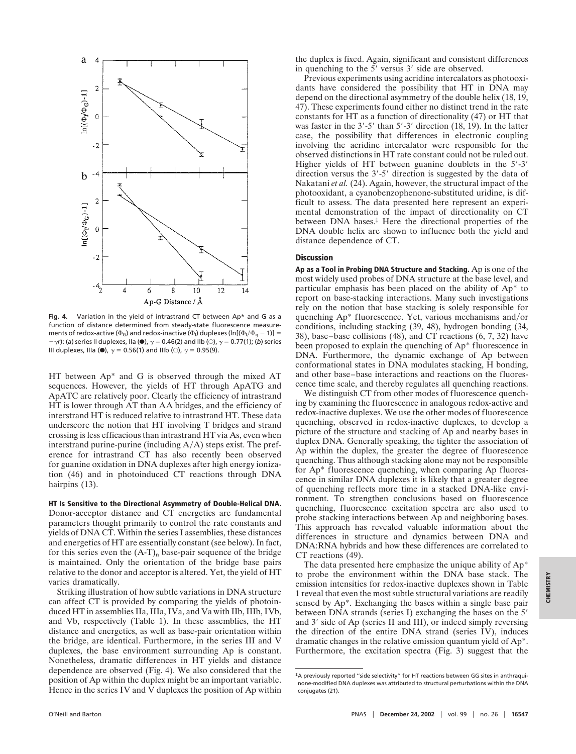**Fig. 4.** Variation in the yield of intrastrand CT between Ap* and G as a function of distance determined from steady-state fluorescence measurements of redox-active ($\Phi_G$) and redox-inactive ($\Phi_I$) duplexes ($\ln[(\Phi_I/\Phi_g - 1)] = -\gamma r$): (*a*) series II duplexes, IIa (●), $\gamma = 0.46(2)$ and IIb (○), $\gamma = 0.77(1)$; (*b*) series III duplexes, IIIa (●), $\gamma = 0.56(1)$ and IIIb (○), $\gamma = 0.95(9)$.

HT between Ap* and G is observed through the mixed AT sequences. However, the yields of HT through ApATG and ApATC are relatively poor. Clearly the efficiency of intrastrand HT is lower through AT than AA bridges, and the efficiency of interstrand HT is reduced relative to intrastrand HT. These data underscore the notion that HT involving T bridges and strand crossing is less efficacious than intrastrand HT via As, even when interstrand purine-purine (including A/A) steps exist. The preference for intrastrand CT has also recently been observed for guanine oxidation in DNA duplexes after high energy ionization (46) and in photoinduced CT reactions through DNA hairpins (13).

**HT Is Sensitive to the Directional Asymmetry of Double-Helical DNA.** Donor-acceptor distance and CT energetics are fundamental parameters thought primarily to control the rate constants and yields of DNA CT. Within the series I assemblies, these distances and energetics of HT are essentially constant (see below). In fact, for this series even the $(A\text{-}T)_n$ base-pair sequence of the bridge is maintained. Only the orientation of the bridge base pairs relative to the donor and acceptor is altered. Yet, the yield of HT varies dramatically.

Striking illustration of how subtle variations in DNA structure can affect CT is provided by comparing the yields of photoinduced HT in assemblies IIa, IIIa, IVa, and Va with IIb, IIIb, IVb, and Vb, respectively (Table 1). In these assemblies, the HT distance and energetics, as well as base-pair orientation within the bridge, are identical. Furthermore, in the series III and V duplexes, the base environment surrounding Ap is constant. Nonetheless, dramatic differences in HT yields and distance dependence are observed (Fig. 4). We also considered that the position of Ap within the duplex might be an important variable. Hence in the series IV and V duplexes the position of Ap within the duplex is fixed. Again, significant and consistent differences in quenching to the 5′ versus 3′ side are observed.

Previous experiments using acridine intercalators as photooxidants have considered the possibility that HT in DNA may depend on the directional asymmetry of the double helix (18, 19, 47). These experiments found either no distinct trend in the rate constants for HT as a function of directionality (47) or HT that was faster in the 3′-5′ than 5′-3′ direction (18, 19). In the latter case, the possibility that differences in electronic coupling involving the acridine intercalator were responsible for the observed distinctions in HT rate constant could not be ruled out. Higher yields of HT between guanine doublets in the 5′-3′ direction versus the 3′-5′ direction is suggested by the data of Nakatani *et al.* (24). Again, however, the structural impact of the photooxidant, a cyanobenzophenone-substituted uridine, is difficult to assess. The data presented here represent an experimental demonstration of the impact of directionality on CT between DNA bases.‡ Here the directional properties of the DNA double helix are shown to influence both the yield and distance dependence of CT.

## Discussion

**Ap as a Tool in Probing DNA Structure and Stacking.** Ap is one of the most widely used probes of DNA structure at the base level, and particular emphasis has been placed on the ability of Ap* to report on base-stacking interactions. Many such investigations rely on the notion that base stacking is solely responsible for quenching Ap* fluorescence. Yet, various mechanisms and/or conditions, including stacking (39, 48), hydrogen bonding (34, 38), base–base collisions (48), and CT reactions (6, 7, 32) have been proposed to explain the quenching of Ap* fluorescence in DNA. Furthermore, the dynamic exchange of Ap between conformational states in DNA modulates stacking, H bonding, and other base–base interactions and reactions on the fluorescence time scale, and thereby regulates all quenching reactions.

We distinguish CT from other modes of fluorescence quenching by examining the fluorescence in analogous redox-active and redox-inactive duplexes. We use the other modes of fluorescence quenching, observed in redox-inactive duplexes, to develop a picture of the structure and stacking of Ap and nearby bases in duplex DNA. Generally speaking, the tighter the association of Ap within the duplex, the greater the degree of fluorescence quenching. Thus although stacking alone may not be responsible for Ap* fluorescence quenching, when comparing Ap fluorescence in similar DNA duplexes it is likely that a greater degree of quenching reflects more time in a stacked DNA-like environment. To strengthen conclusions based on fluorescence quenching, fluorescence excitation spectra are also used to probe stacking interactions between Ap and neighboring bases. This approach has revealed valuable information about the differences in structure and dynamics between DNA and DNA:RNA hybrids and how these differences are correlated to CT reactions (49).

The data presented here emphasize the unique ability of Ap* to probe the environment within the DNA base stack. The emission intensities for redox-inactive duplexes shown in Table 1 reveal that even the most subtle structural variations are readily sensed by Ap*. Exchanging the bases within a single base pair between DNA strands (series I) exchanging the bases on the 5′ and 3′ side of Ap (series II and III), or indeed simply reversing the direction of the entire DNA strand (series IV), induces dramatic changes in the relative emission quantum yield of Ap*. Furthermore, the excitation spectra (Fig. 3) suggest that the

‡A previously reported "side selectivity" for HT reactions between GG sites in anthraquinone-modified DNA duplexes was attributed to structural perturbations within the DNA conjugates (21).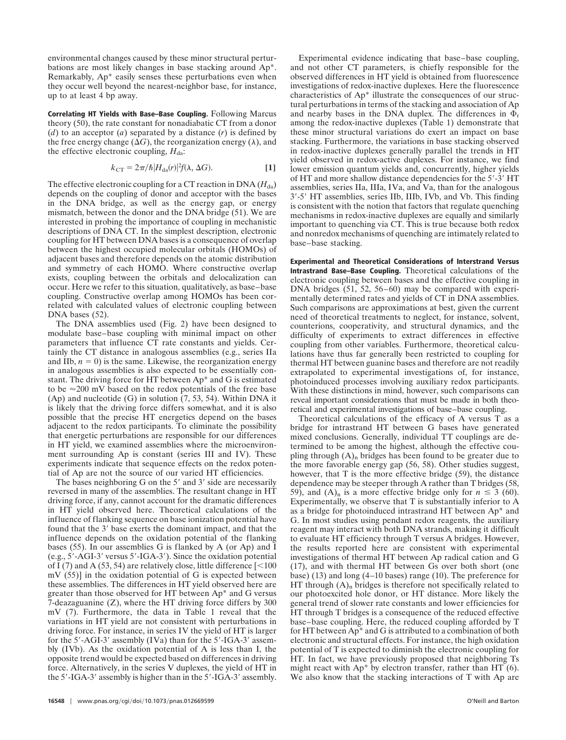environmental changes caused by these minor structural perturbations are most likely changes in base stacking around Ap*. Remarkably, Ap* easily senses these perturbations even when they occur well beyond the nearest-neighbor base, for instance, up to at least 4 bp away.

**Correlating HT Yields with Base–Base Coupling.** Following Marcus theory (50), the rate constant for nonadiabatic CT from a donor ($d$) to an acceptor ($a$) separated by a distance ($r$) is defined by the free energy change ($\Delta G$), the reorganization energy ($\lambda$), and the effective electronic coupling, $H_{da}$:

$$k_{CT} = 2\pi/\hbar|H_{da}(r)|^2 f(\lambda, \Delta G). \quad [1]$$

The effective electronic coupling for a CT reaction in DNA ($H_{da}$) depends on the coupling of donor and acceptor with the bases in the DNA bridge, as well as the energy gap, or energy mismatch, between the donor and the DNA bridge (51). We are interested in probing the importance of coupling in mechanistic descriptions of DNA CT. In the simplest description, electronic coupling for HT between DNA bases is a consequence of overlap between the highest occupied molecular orbitals (HOMOs) of adjacent bases and therefore depends on the atomic distribution and symmetry of each HOMO. Where constructive overlap exists, coupling between the orbitals and delocalization can occur. Here we refer to this situation, qualitatively, as base–base coupling. Constructive overlap among HOMOs has been correlated with calculated values of electronic coupling between DNA bases (52).

The DNA assemblies used (Fig. 2) have been designed to modulate base–base coupling with minimal impact on other parameters that influence CT rate constants and yields. Certainly the CT distance in analogous assemblies (e.g., series IIa and IIb, $n = 0$) is the same. Likewise, the reorganization energy in analogous assemblies is also expected to be essentially constant. The driving force for HT between Ap* and G is estimated to be ≈200 mV based on the redox potentials of the free base (Ap) and nucleotide (G) in solution (7, 53, 54). Within DNA it is likely that the driving force differs somewhat, and it is also possible that the precise HT energetics depend on the bases adjacent to the redox participants. To eliminate the possibility that energetic perturbations are responsible for our differences in HT yield, we examined assemblies where the microenvironment surrounding Ap is constant (series III and IV). These experiments indicate that sequence effects on the redox potential of Ap are not the source of our varied HT efficiencies.

The bases neighboring G on the 5′ and 3′ side are necessarily reversed in many of the assemblies. The resultant change in HT driving force, if any, cannot account for the dramatic differences in HT yield observed here. Theoretical calculations of the influence of flanking sequence on base ionization potential have found that the 3′ base exerts the dominant impact, and that the influence depends on the oxidation potential of the flanking bases (55). In our assemblies G is flanked by A (or Ap) and I (e.g., 5′-AGI-3′ versus 5′-IGA-3′). Since the oxidation potential of I (7) and A (53, 54) are relatively close, little difference [<100 mV (55)] in the oxidation potential of G is expected between these assemblies. The differences in HT yield observed here are greater than those observed for HT between Ap* and G versus 7-deazaguanine (Z), where the HT driving force differs by 300 mV (7). Furthermore, the data in Table 1 reveal that the variations in HT yield are not consistent with perturbations in driving force. For instance, in series IV the yield of HT is larger for the 5′-AGI-3′ assembly (IVa) than for the 5′-IGA-3′ assembly (IVb). As the oxidation potential of A is less than I, the opposite trend would be expected based on differences in driving force. Alternatively, in the series V duplexes, the yield of HT in the 5′-IGA-3′ assembly is higher than in the 5′-IGA-3′ assembly.

Experimental evidence indicating that base–base coupling, and not other CT parameters, is chiefly responsible for the observed differences in HT yield is obtained from fluorescence investigations of redox-inactive duplexes. Here the fluorescence characteristics of Ap* illustrate the consequences of our structural perturbations in terms of the stacking and association of Ap and nearby bases in the DNA duplex. The differences in $\Phi_r$ among the redox-inactive duplexes (Table 1) demonstrate that these minor structural variations do exert an impact on base stacking. Furthermore, the variations in base stacking observed in redox-inactive duplexes generally parallel the trends in HT yield observed in redox-active duplexes. For instance, we find lower emission quantum yields and, concurrently, higher yields of HT and more shallow distance dependencies for the 5′-3′ HT assemblies, series IIa, IIIa, IVa, and Va, than for the analogous 3′-5′ HT assemblies, series IIb, IIIb, IVb, and Vb. This finding is consistent with the notion that factors that regulate quenching mechanisms in redox-inactive duplexes are equally and similarly important to quenching via CT. This is true because both redox and nonredox mechanisms of quenching are intimately related to base–base stacking.

**Experimental and Theoretical Considerations of Interstrand Versus Intrastrand Base–Base Coupling.** Theoretical calculations of the electronic coupling between bases and the effective coupling in DNA bridges (51, 52, 56–60) may be compared with experimentally determined rates and yields of CT in DNA assemblies. Such comparisons are approximations at best, given the current need of theoretical treatments to neglect, for instance, solvent, counterions, cooperativity, and structural dynamics, and the difficulty of experiments to extract differences in effective coupling from other variables. Furthermore, theoretical calculations have thus far generally been restricted to coupling for thermal HT between guanine bases and therefore are not readily extrapolated to experimental investigations of, for instance, photoinduced processes involving auxiliary redox participants. With these distinctions in mind, however, such comparisons can reveal important considerations that must be made in both theoretical and experimental investigations of base–base coupling.

Theoretical calculations of the efficacy of A versus T as a bridge for intrastrand HT between G bases have generated mixed conclusions. Generally, individual TT couplings are determined to be among the highest, although the effective coupling through $(A)_n$ bridges has been found to be greater due to the more favorable energy gap (56, 58). Other studies suggest, however, that T is the more effective bridge (59), the distance dependence may be steeper through A rather than T bridges (58, 59), and $(A)_n$ is a more effective bridge only for $n \leq 3$ (60). Experimentally, we observe that T is substantially inferior to A as a bridge for photoinduced intrastrand HT between Ap* and G. In most studies using pendant redox reagents, the auxiliary reagent may interact with both DNA strands, making it difficult to evaluate HT efficiency through T versus A bridges. However, the results reported here are consistent with experimental investigations of thermal HT between Ap radical cation and G (17), and with thermal HT between Gs over both short (one base) (13) and long (4–10 bases) range (10). The preference for HT through $(A)_n$ bridges is therefore not specifically related to our photoexcited hole donor, or HT distance. More likely the general trend of slower rate constants and lower efficiencies for HT through T bridges is a consequence of the reduced effective base–base coupling. Here, the reduced coupling afforded by T for HT between Ap* and G is attributed to a combination of both electronic and structural effects. For instance, the high oxidation potential of T is expected to diminish the electronic coupling for HT. In fact, we have previously proposed that neighboring Ts might react with Ap* by electron transfer, rather than HT (6). We also know that the stacking interactions of T with Ap are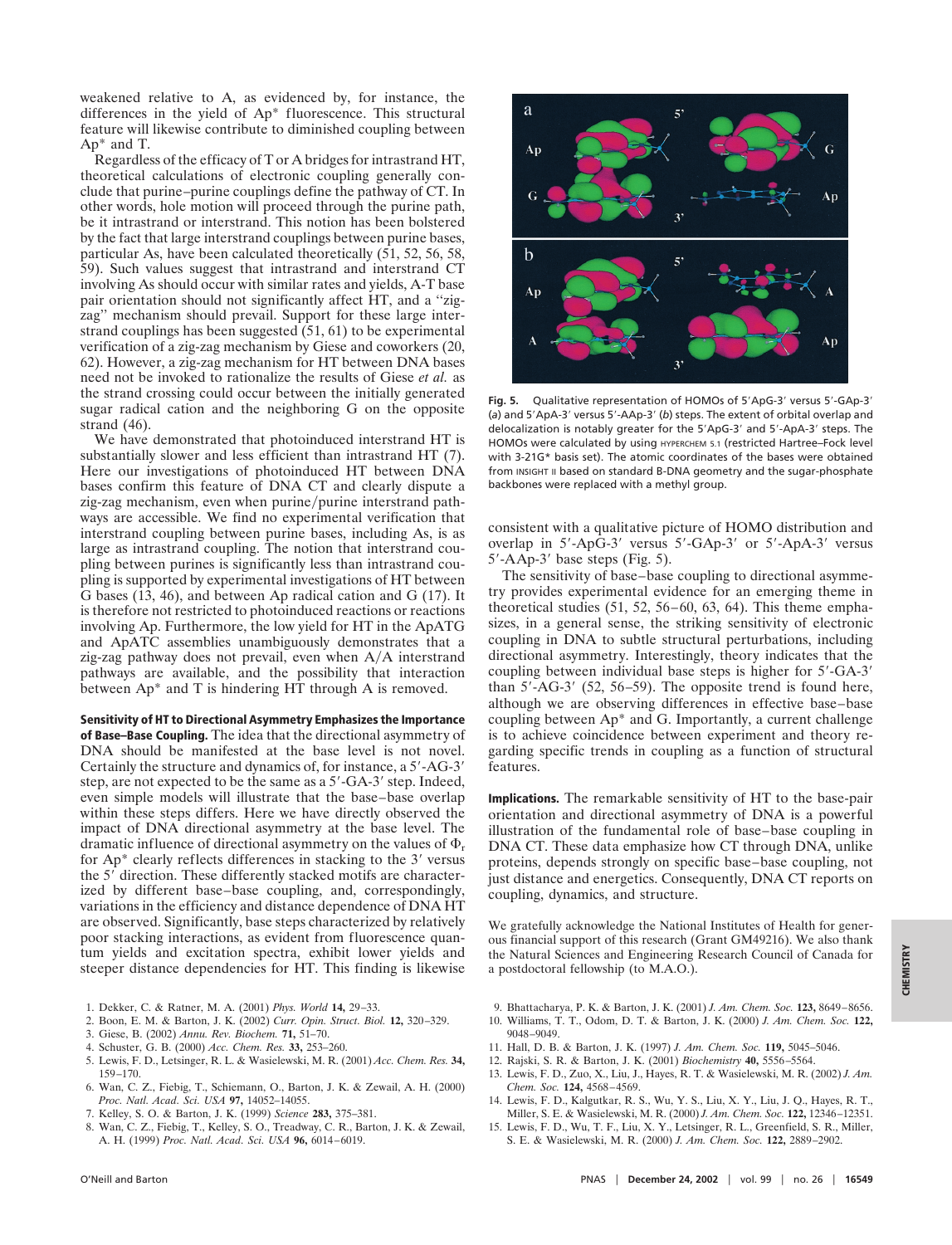weakened relative to A, as evidenced by, for instance, the differences in the yield of Ap* fluorescence. This structural feature will likewise contribute to diminished coupling between Ap* and T.

Regardless of the efficacy of T or A bridges for intrastrand HT, theoretical calculations of electronic coupling generally conclude that purine–purine couplings define the pathway of CT. In other words, hole motion will proceed through the purine path, be it intrastrand or interstrand. This notion has been bolstered by the fact that large interstrand couplings between purine bases, particular As, have been calculated theoretically (51, 52, 56, 58, 59). Such values suggest that intrastrand and interstrand CT involving As should occur with similar rates and yields, A-T base pair orientation should not significantly affect HT, and a "zig-zag" mechanism should prevail. Support for these large interstrand couplings has been suggested (51, 61) to be experimental verification of a zig-zag mechanism by Giese and coworkers (20, 62). However, a zig-zag mechanism for HT between DNA bases need not be invoked to rationalize the results of Giese *et al.* as the strand crossing could occur between the initially generated sugar radical cation and the neighboring G on the opposite strand (46).

We have demonstrated that photoinduced interstrand HT is substantially slower and less efficient than intrastrand HT (7). Here our investigations of photoinduced HT between DNA bases confirm this feature of DNA CT and clearly dispute a zig-zag mechanism, even when purine/purine interstrand pathways are accessible. We find no experimental verification that interstrand coupling between purine bases, including As, is as large as intrastrand coupling. The notion that interstrand coupling between purines is significantly less than intrastrand coupling is supported by experimental investigations of HT between G bases (13, 46), and between Ap radical cation and G (17). It is therefore not restricted to photoinduced reactions or reactions involving Ap. Furthermore, the low yield for HT in the ApATG and ApATC assemblies unambiguously demonstrates that a zig-zag pathway does not prevail, even when A/A interstrand pathways are available, and the possibility that interaction between Ap* and T is hindering HT through A is removed.

**Sensitivity of HT to Directional Asymmetry Emphasizes the Importance of Base–Base Coupling.** The idea that the directional asymmetry of DNA should be manifested at the base level is not novel. Certainly the structure and dynamics of, for instance, a 5′-AG-3′ step, are not expected to be the same as a 5′-GA-3′ step. Indeed, even simple models will illustrate that the base–base overlap within these steps differs. Here we have directly observed the impact of DNA directional asymmetry at the base level. The dramatic influence of directional asymmetry on the values of $\Phi_r$ for Ap* clearly reflects differences in stacking to the 3′ versus the 5′ direction. These differently stacked motifs are characterized by different base–base coupling, and, correspondingly, variations in the efficiency and distance dependence of DNA HT are observed. Significantly, base steps characterized by relatively poor stacking interactions, as evident from fluorescence quantum yields and excitation spectra, exhibit lower yields and steeper distance dependencies for HT. This finding is likewise consistent with a qualitative picture of HOMO distribution and overlap in 5′-ApG-3′ versus 5′-GAp-3′ or 5′-ApA-3′ versus 5′-AAp-3′ base steps (Fig. 5).

Fig. 5. Qualitative representation of HOMOs of 5′ApG-3′ versus 5′-GAp-3′ (*a*) and 5′ApA-3′ versus 5′-AAp-3′ (*b*) steps. The extent of orbital overlap and delocalization is notably greater for the 5′ApG-3′ and 5′-ApA-3′ steps. The HOMOs were calculated by using HYPERCHEM 5.1 (restricted Hartree–Fock level with 3-21G* basis set). The atomic coordinates of the bases were obtained from INSIGHT II based on standard B-DNA geometry and the sugar-phosphate backbones were replaced with a methyl group.

The sensitivity of base–base coupling to directional asymmetry provides experimental evidence for an emerging theme in theoretical studies (51, 52, 56–60, 63, 64). This theme emphasizes, in a general sense, the striking sensitivity of electronic coupling in DNA to subtle structural perturbations, including directional asymmetry. Interestingly, theory indicates that the coupling between individual base steps is higher for 5′-GA-3′ than 5′-AG-3′ (52, 56–59). The opposite trend is found here, although we are observing differences in effective base–base coupling between Ap* and G. Importantly, a current challenge is to achieve coincidence between experiment and theory regarding specific trends in coupling as a function of structural features.

**Implications.** The remarkable sensitivity of HT to the base-pair orientation and directional asymmetry of DNA is a powerful illustration of the fundamental role of base–base coupling in DNA CT. These data emphasize how CT through DNA, unlike proteins, depends strongly on specific base–base coupling, not just distance and energetics. Consequently, DNA CT reports on coupling, dynamics, and structure.

We gratefully acknowledge the National Institutes of Health for generous financial support of this research (Grant GM49216). We also thank the Natural Sciences and Engineering Research Council of Canada for a postdoctoral fellowship (to M.A.O.).

1. Dekker, C. & Ratner, M. A. (2001) *Phys. World* **14,** 29–33.
2. Boon, E. M. & Barton, J. K. (2002) *Curr. Opin. Struct. Biol.* **12,** 320–329.
3. Giese, B. (2002) *Annu. Rev. Biochem.* **71,** 51–70.
4. Schuster, G. B. (2000) *Acc. Chem. Res.* **33,** 253–260.
5. Lewis, F. D., Letsinger, R. L. & Wasielewski, M. R. (2001) *Acc. Chem. Res.* **34,** 159–170.
6. Wan, C. Z., Fiebig, T., Schiemann, O., Barton, J. K. & Zewail, A. H. (2000) *Proc. Natl. Acad. Sci. USA* **97,** 14052–14055.
7. Kelley, S. O. & Barton, J. K. (1999) *Science* **283,** 375–381.
8. Wan, C. Z., Fiebig, T., Kelley, S. O., Treadway, C. R., Barton, J. K. & Zewail, A. H. (1999) *Proc. Natl. Acad. Sci. USA* **96,** 6014–6019.
9. Bhattacharya, P. K. & Barton, J. K. (2001) *J. Am. Chem. Soc.* **123,** 8649–8656.
10. Williams, T. T., Odom, D. T. & Barton, J. K. (2000) *J. Am. Chem. Soc.* **122,** 9048–9049.
11. Hall, D. B. & Barton, J. K. (1997) *J. Am. Chem. Soc.* **119,** 5045–5046.
12. Rajski, S. R. & Barton, J. K. (2001) *Biochemistry* **40,** 5556–5564.
13. Lewis, F. D., Zuo, X., Liu, J., Hayes, R. T. & Wasielewski, M. R. (2002) *J. Am. Chem. Soc.* **124,** 4568–4569.
14. Lewis, F. D., Kalgutkar, R. S., Wu, Y. S., Liu, X. Y., Liu, J. Q., Hayes, R. T., Miller, S. E. & Wasielewski, M. R. (2000) *J. Am. Chem. Soc.* **122,** 12346–12351.
15. Lewis, F. D., Wu, T. F., Liu, X. Y., Letsinger, R. L., Greenfield, S. R., Miller, S. E. & Wasielewski, M. R. (2000) *J. Am. Chem. Soc.* **122,** 2889–2902.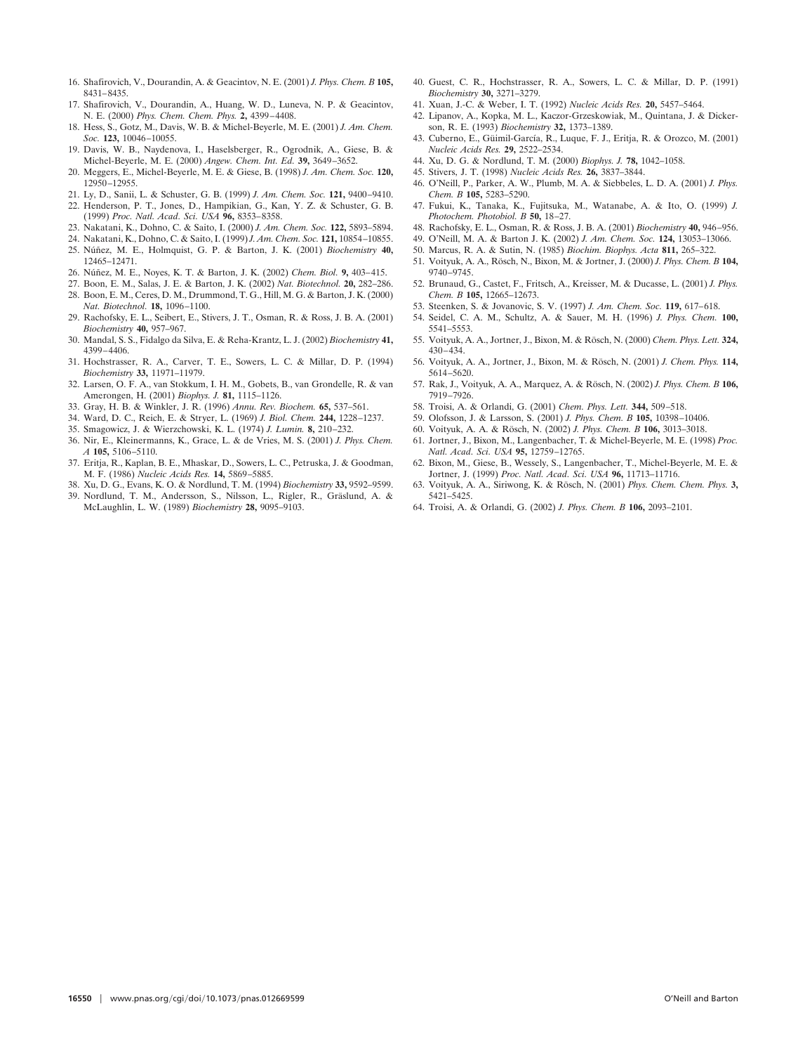16. Shafirovich, V., Dourandin, A. & Geacintov, N. E. (2001) *J. Phys. Chem. B* **105,** 8431–8435.
17. Shafirovich, V., Dourandin, A., Huang, W. D., Luneva, N. P. & Geacintov, N. E. (2000) *Phys. Chem. Chem. Phys.* **2,** 4399–4408.
18. Hess, S., Gotz, M., Davis, W. B. & Michel-Beyerle, M. E. (2001) *J. Am. Chem. Soc.* **123,** 10046–10055.
19. Davis, W. B., Naydenova, I., Haselsberger, R., Ogrodnik, A., Giese, B. & Michel-Beyerle, M. E. (2000) *Angew. Chem. Int. Ed.* **39,** 3649–3652.
20. Meggers, E., Michel-Beyerle, M. E. & Giese, B. (1998) *J. Am. Chem. Soc.* **120,** 12950–12955.
21. Ly, D., Sanii, L. & Schuster, G. B. (1999) *J. Am. Chem. Soc.* **121,** 9400–9410.
22. Henderson, P. T., Jones, D., Hampikian, G., Kan, Y. Z. & Schuster, G. B. (1999) *Proc. Natl. Acad. Sci. USA* **96,** 8353–8358.
23. Nakatani, K., Dohno, C. & Saito, I. (2000) *J. Am. Chem. Soc.* **122,** 5893–5894.
24. Nakatani, K., Dohno, C. & Saito, I. (1999) *J. Am. Chem. Soc.* **121,** 10854–10855.
25. Núñez, M. E., Holmquist, G. P. & Barton, J. K. (2001) *Biochemistry* **40,** 12465–12471.
26. Núñez, M. E., Noyes, K. T. & Barton, J. K. (2002) *Chem. Biol.* **9,** 403–415.
27. Boon, E. M., Salas, J. E. & Barton, J. K. (2002) *Nat. Biotechnol.* **20,** 282–286.
28. Boon, E. M., Ceres, D. M., Drummond, T. G., Hill, M. G. & Barton, J. K. (2000) *Nat. Biotechnol.* **18,** 1096–1100.
29. Rachofsky, E. L., Seibert, E., Stivers, J. T., Osman, R. & Ross, J. B. A. (2001) *Biochemistry* **40,** 957–967.
30. Mandal, S. S., Fidalgo da Silva, E. & Reha-Krantz, L. J. (2002) *Biochemistry* **41,** 4399–4406.
31. Hochstrasser, R. A., Carver, T. E., Sowers, L. C. & Millar, D. P. (1994) *Biochemistry* **33,** 11971–11979.
32. Larsen, O. F. A., van Stokkum, I. H. M., Gobets, B., van Grondelle, R. & van Amerongen, H. (2001) *Biophys. J.* **81,** 1115–1126.
33. Gray, H. B. & Winkler, J. R. (1996) *Annu. Rev. Biochem.* **65,** 537–561.
34. Ward, D. C., Reich, E. & Stryer, L. (1969) *J. Biol. Chem.* **244,** 1228–1237.
35. Smagowicz, J. & Wierzchowski, K. L. (1974) *J. Lumin.* **8,** 210–232.
36. Nir, E., Kleinermanns, K., Grace, L. & de Vries, M. S. (2001) *J. Phys. Chem. A* **105,** 5106–5110.
37. Eritja, R., Kaplan, B. E., Mhaskar, D., Sowers, L. C., Petruska, J. & Goodman, M. F. (1986) *Nucleic Acids Res.* **14,** 5869–5885.
38. Xu, D. G., Evans, K. O. & Nordlund, T. M. (1994) *Biochemistry* **33,** 9592–9599.
39. Nordlund, T. M., Andersson, S., Nilsson, L., Rigler, R., Gräslund, A. & McLaughlin, L. W. (1989) *Biochemistry* **28,** 9095–9103.
40. Guest, C. R., Hochstrasser, R. A., Sowers, L. C. & Millar, D. P. (1991) *Biochemistry* **30,** 3271–3279.
41. Xuan, J.-C. & Weber, I. T. (1992) *Nucleic Acids Res.* **20,** 5457–5464.
42. Lipanov, A., Kopka, M. L., Kaczor-Grzeskowiak, M., Quintana, J. & Dickerson, R. E. (1993) *Biochemistry* **32,** 1373–1389.
43. Cuberno, E., Güimil-García, R., Luque, F. J., Eritja, R. & Orozco, M. (2001) *Nucleic Acids Res.* **29,** 2522–2534.
44. Xu, D. G. & Nordlund, T. M. (2000) *Biophys. J.* **78,** 1042–1058.
45. Stivers, J. T. (1998) *Nucleic Acids Res.* **26,** 3837–3844.
46. O'Neill, P., Parker, A. W., Plumb, M. A. & Siebbeles, L. D. A. (2001) *J. Phys. Chem. B* **105,** 5283–5290.
47. Fukui, K., Tanaka, K., Fujitsuka, M., Watanabe, A. & Ito, O. (1999) *J. Photochem. Photobiol. B* **50,** 18–27.
48. Rachofsky, E. L., Osman, R. & Ross, J. B. A. (2001) *Biochemistry* **40,** 946–956.
49. O'Neill, M. A. & Barton J. K. (2002) *J. Am. Chem. Soc.* **124,** 13053–13066.
50. Marcus, R. A. & Sutin, N. (1985) *Biochim. Biophys. Acta* **811,** 265–322.
51. Voityuk, A. A., Rösch, N., Bixon, M. & Jortner, J. (2000) *J. Phys. Chem. B* **104,** 9740–9745.
52. Brunaud, G., Castet, F., Fritsch, A., Kreisser, M. & Ducasse, L. (2001) *J. Phys. Chem. B* **105,** 12665–12673.
53. Steenken, S. & Jovanovic, S. V. (1997) *J. Am. Chem. Soc.* **119,** 617–618.
54. Seidel, C. A. M., Schultz, A. & Sauer, M. H. (1996) *J. Phys. Chem.* **100,** 5541–5553.
55. Voityuk, A. A., Jortner, J., Bixon, M. & Rösch, N. (2000) *Chem. Phys. Lett.* **324,** 430–434.
56. Voityuk, A. A., Jortner, J., Bixon, M. & Rösch, N. (2001) *J. Chem. Phys.* **114,** 5614–5620.
57. Rak, J., Voityuk, A. A., Marquez, A. & Rösch, N. (2002) *J. Phys. Chem. B* **106,** 7919–7926.
58. Troisi, A. & Orlandi, G. (2001) *Chem. Phys. Lett.* **344,** 509–518.
59. Olofsson, J. & Larsson, S. (2001) *J. Phys. Chem. B* **105,** 10398–10406.
60. Voityuk, A. A. & Rösch, N. (2002) *J. Phys. Chem. B* **106,** 3013–3018.
61. Jortner, J., Bixon, M., Langenbacher, T. & Michel-Beyerle, M. E. (1998) *Proc. Natl. Acad. Sci. USA* **95,** 12759–12765.
62. Bixon, M., Giese, B., Wessely, S., Langenbacher, T., Michel-Beyerle, M. E. & Jortner, J. (1999) *Proc. Natl. Acad. Sci. USA* **96,** 11713–11716.
63. Voityuk, A. A., Siriwong, K. & Rösch, N. (2001) *Phys. Chem. Chem. Phys.* **3,** 5421–5425.
64. Troisi, A. & Orlandi, G. (2002) *J. Phys. Chem. B* **106,** 2093–2101.